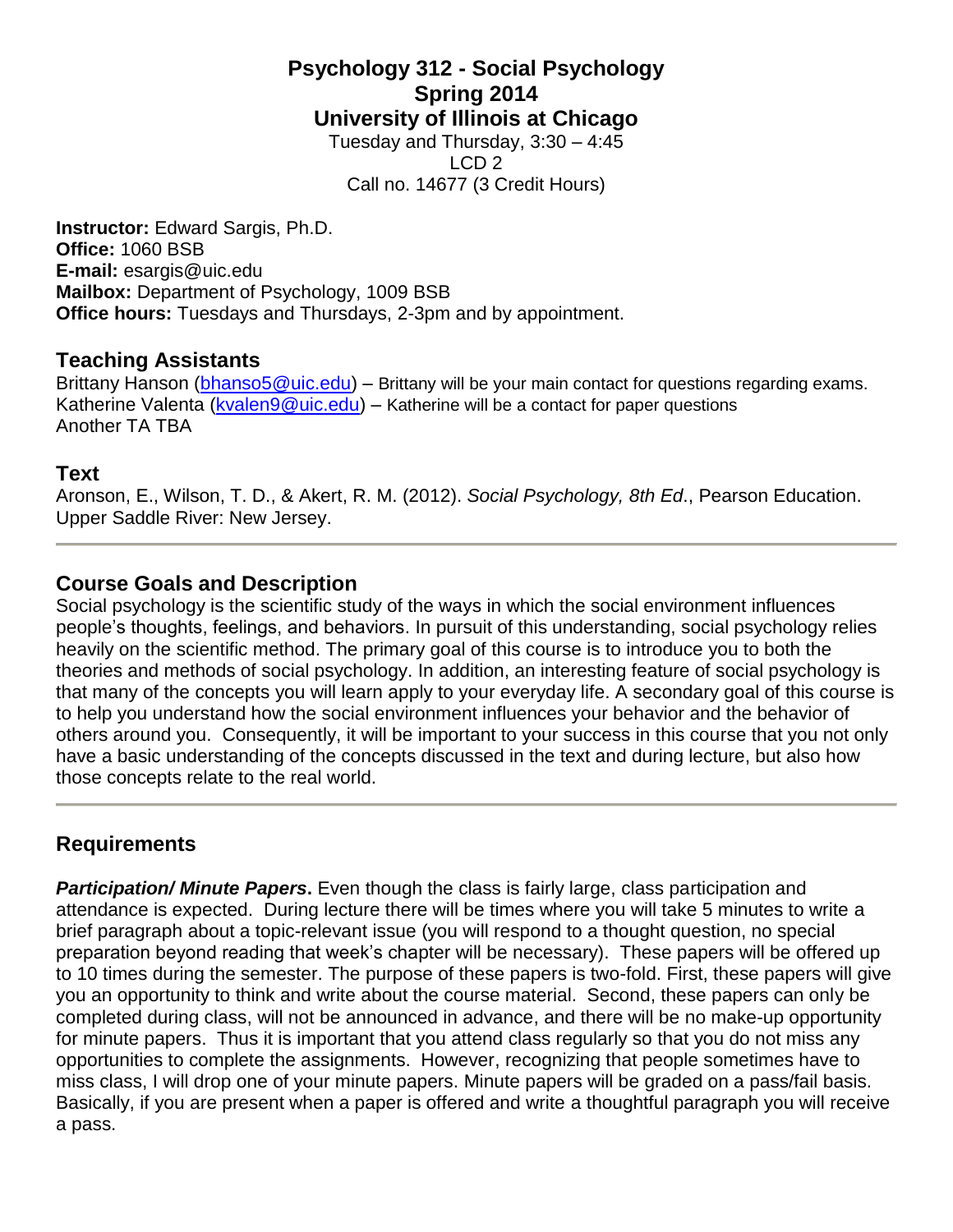# Psychology 312 - Social Psychology
## Spring 2014
## University of Illinois at Chicago

Tuesday and Thursday, 3:30 – 4:45
LCD 2
Call no. 14677 (3 Credit Hours)

**Instructor:** Edward Sargis, Ph.D.
**Office:** 1060 BSB
**E-mail:** esargis@uic.edu
**Mailbox:** Department of Psychology, 1009 BSB
**Office hours:** Tuesdays and Thursdays, 2-3pm and by appointment.

## Teaching Assistants

Brittany Hanson (bhanso5@uic.edu) – Brittany will be your main contact for questions regarding exams.
Katherine Valenta (kvalen9@uic.edu) – Katherine will be a contact for paper questions
Another TA TBA

## Text

Aronson, E., Wilson, T. D., & Akert, R. M. (2012). *Social Psychology, 8th Ed*., Pearson Education. Upper Saddle River: New Jersey.

---

## Course Goals and Description

Social psychology is the scientific study of the ways in which the social environment influences people's thoughts, feelings, and behaviors. In pursuit of this understanding, social psychology relies heavily on the scientific method. The primary goal of this course is to introduce you to both the theories and methods of social psychology. In addition, an interesting feature of social psychology is that many of the concepts you will learn apply to your everyday life. A secondary goal of this course is to help you understand how the social environment influences your behavior and the behavior of others around you. Consequently, it will be important to your success in this course that you not only have a basic understanding of the concepts discussed in the text and during lecture, but also how those concepts relate to the real world.

---

## Requirements

***Participation/ Minute Papers*.** Even though the class is fairly large, class participation and attendance is expected. During lecture there will be times where you will take 5 minutes to write a brief paragraph about a topic-relevant issue (you will respond to a thought question, no special preparation beyond reading that week's chapter will be necessary). These papers will be offered up to 10 times during the semester. The purpose of these papers is two-fold. First, these papers will give you an opportunity to think and write about the course material. Second, these papers can only be completed during class, will not be announced in advance, and there will be no make-up opportunity for minute papers. Thus it is important that you attend class regularly so that you do not miss any opportunities to complete the assignments. However, recognizing that people sometimes have to miss class, I will drop one of your minute papers. Minute papers will be graded on a pass/fail basis. Basically, if you are present when a paper is offered and write a thoughtful paragraph you will receive a pass.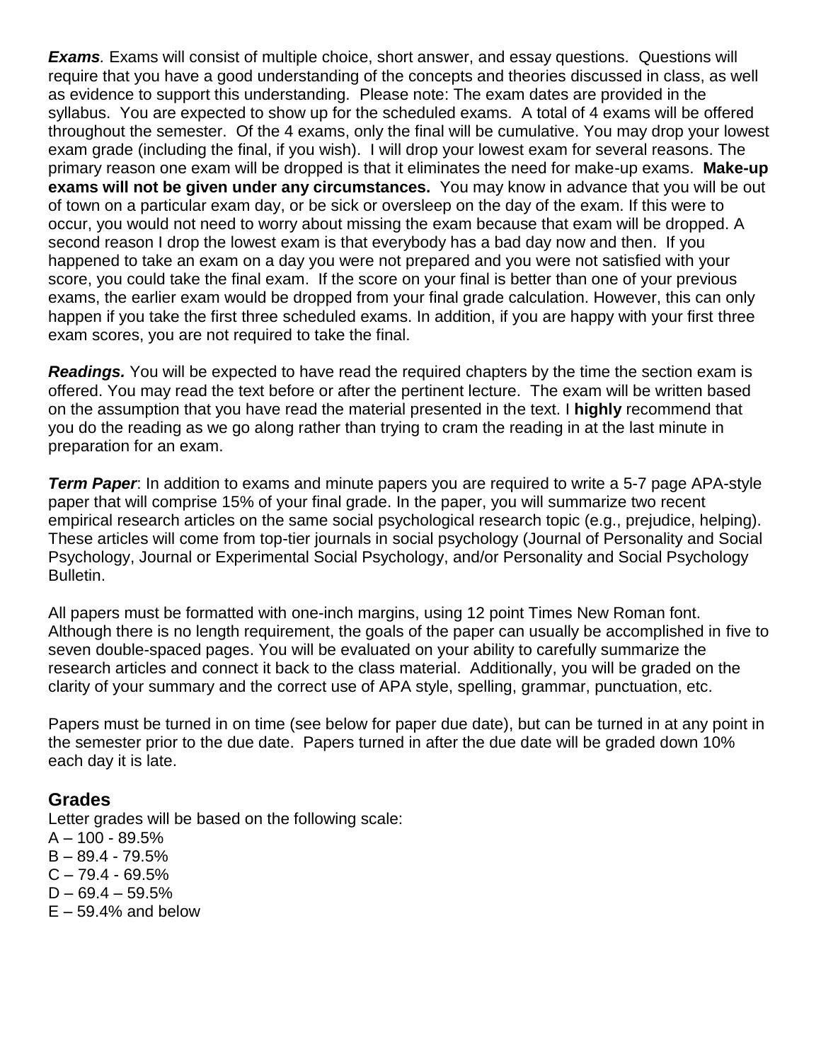***Exams**.* Exams will consist of multiple choice, short answer, and essay questions. Questions will require that you have a good understanding of the concepts and theories discussed in class, as well as evidence to support this understanding. Please note: The exam dates are provided in the syllabus. You are expected to show up for the scheduled exams. A total of 4 exams will be offered throughout the semester. Of the 4 exams, only the final will be cumulative. You may drop your lowest exam grade (including the final, if you wish). I will drop your lowest exam for several reasons. The primary reason one exam will be dropped is that it eliminates the need for make-up exams. **Make-up exams will not be given under any circumstances.** You may know in advance that you will be out of town on a particular exam day, or be sick or oversleep on the day of the exam. If this were to occur, you would not need to worry about missing the exam because that exam will be dropped. A second reason I drop the lowest exam is that everybody has a bad day now and then. If you happened to take an exam on a day you were not prepared and you were not satisfied with your score, you could take the final exam. If the score on your final is better than one of your previous exams, the earlier exam would be dropped from your final grade calculation. However, this can only happen if you take the first three scheduled exams. In addition, if you are happy with your first three exam scores, you are not required to take the final.

***Readings.*** You will be expected to have read the required chapters by the time the section exam is offered. You may read the text before or after the pertinent lecture. The exam will be written based on the assumption that you have read the material presented in the text. I **highly** recommend that you do the reading as we go along rather than trying to cram the reading in at the last minute in preparation for an exam.

***Term Paper***: In addition to exams and minute papers you are required to write a 5-7 page APA-style paper that will comprise 15% of your final grade. In the paper, you will summarize two recent empirical research articles on the same social psychological research topic (e.g., prejudice, helping). These articles will come from top-tier journals in social psychology (Journal of Personality and Social Psychology, Journal or Experimental Social Psychology, and/or Personality and Social Psychology Bulletin.

All papers must be formatted with one-inch margins, using 12 point Times New Roman font. Although there is no length requirement, the goals of the paper can usually be accomplished in five to seven double-spaced pages. You will be evaluated on your ability to carefully summarize the research articles and connect it back to the class material. Additionally, you will be graded on the clarity of your summary and the correct use of APA style, spelling, grammar, punctuation, etc.

Papers must be turned in on time (see below for paper due date), but can be turned in at any point in the semester prior to the due date. Papers turned in after the due date will be graded down 10% each day it is late.

## Grades

Letter grades will be based on the following scale:

A – 100 - 89.5%
B – 89.4 - 79.5%
C – 79.4 - 69.5%
D – 69.4 – 59.5%
E – 59.4% and below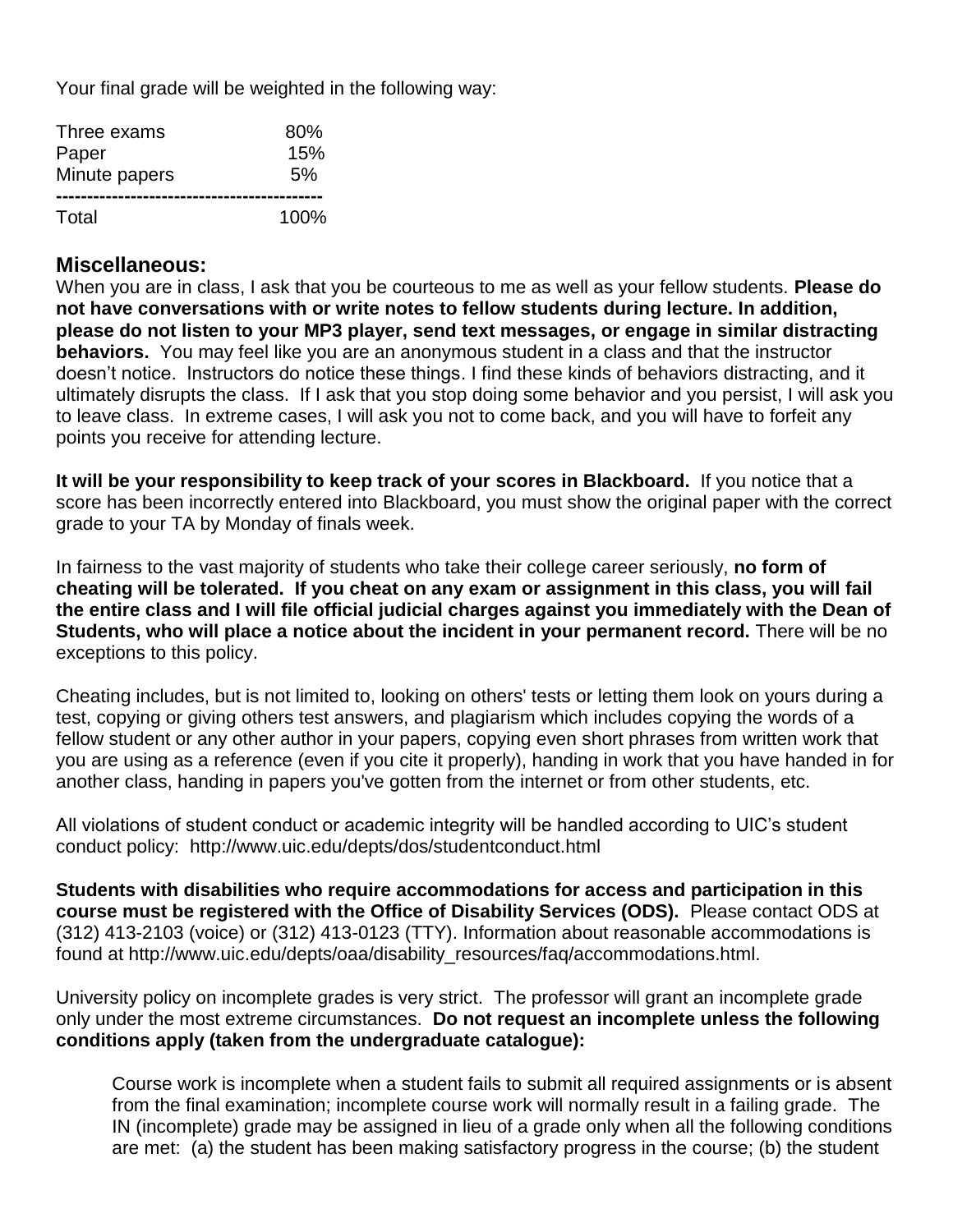Your final grade will be weighted in the following way:

| Component | Weight |
| --- | --- |
| Three exams | 80% |
| Paper | 15% |
| Minute papers | 5% |
| Total | 100% |

## Miscellaneous:

When you are in class, I ask that you be courteous to me as well as your fellow students. **Please do not have conversations with or write notes to fellow students during lecture. In addition, please do not listen to your MP3 player, send text messages, or engage in similar distracting behaviors.** You may feel like you are an anonymous student in a class and that the instructor doesn't notice. Instructors do notice these things. I find these kinds of behaviors distracting, and it ultimately disrupts the class. If I ask that you stop doing some behavior and you persist, I will ask you to leave class. In extreme cases, I will ask you not to come back, and you will have to forfeit any points you receive for attending lecture.

**It will be your responsibility to keep track of your scores in Blackboard.** If you notice that a score has been incorrectly entered into Blackboard, you must show the original paper with the correct grade to your TA by Monday of finals week.

In fairness to the vast majority of students who take their college career seriously, **no form of cheating will be tolerated. If you cheat on any exam or assignment in this class, you will fail the entire class and I will file official judicial charges against you immediately with the Dean of Students, who will place a notice about the incident in your permanent record.** There will be no exceptions to this policy.

Cheating includes, but is not limited to, looking on others' tests or letting them look on yours during a test, copying or giving others test answers, and plagiarism which includes copying the words of a fellow student or any other author in your papers, copying even short phrases from written work that you are using as a reference (even if you cite it properly), handing in work that you have handed in for another class, handing in papers you've gotten from the internet or from other students, etc.

All violations of student conduct or academic integrity will be handled according to UIC's student conduct policy: http://www.uic.edu/depts/dos/studentconduct.html

**Students with disabilities who require accommodations for access and participation in this course must be registered with the Office of Disability Services (ODS).** Please contact ODS at (312) 413-2103 (voice) or (312) 413-0123 (TTY). Information about reasonable accommodations is found at http://www.uic.edu/depts/oaa/disability_resources/faq/accommodations.html.

University policy on incomplete grades is very strict. The professor will grant an incomplete grade only under the most extreme circumstances. **Do not request an incomplete unless the following conditions apply (taken from the undergraduate catalogue):**

> Course work is incomplete when a student fails to submit all required assignments or is absent from the final examination; incomplete course work will normally result in a failing grade. The IN (incomplete) grade may be assigned in lieu of a grade only when all the following conditions are met: (a) the student has been making satisfactory progress in the course; (b) the student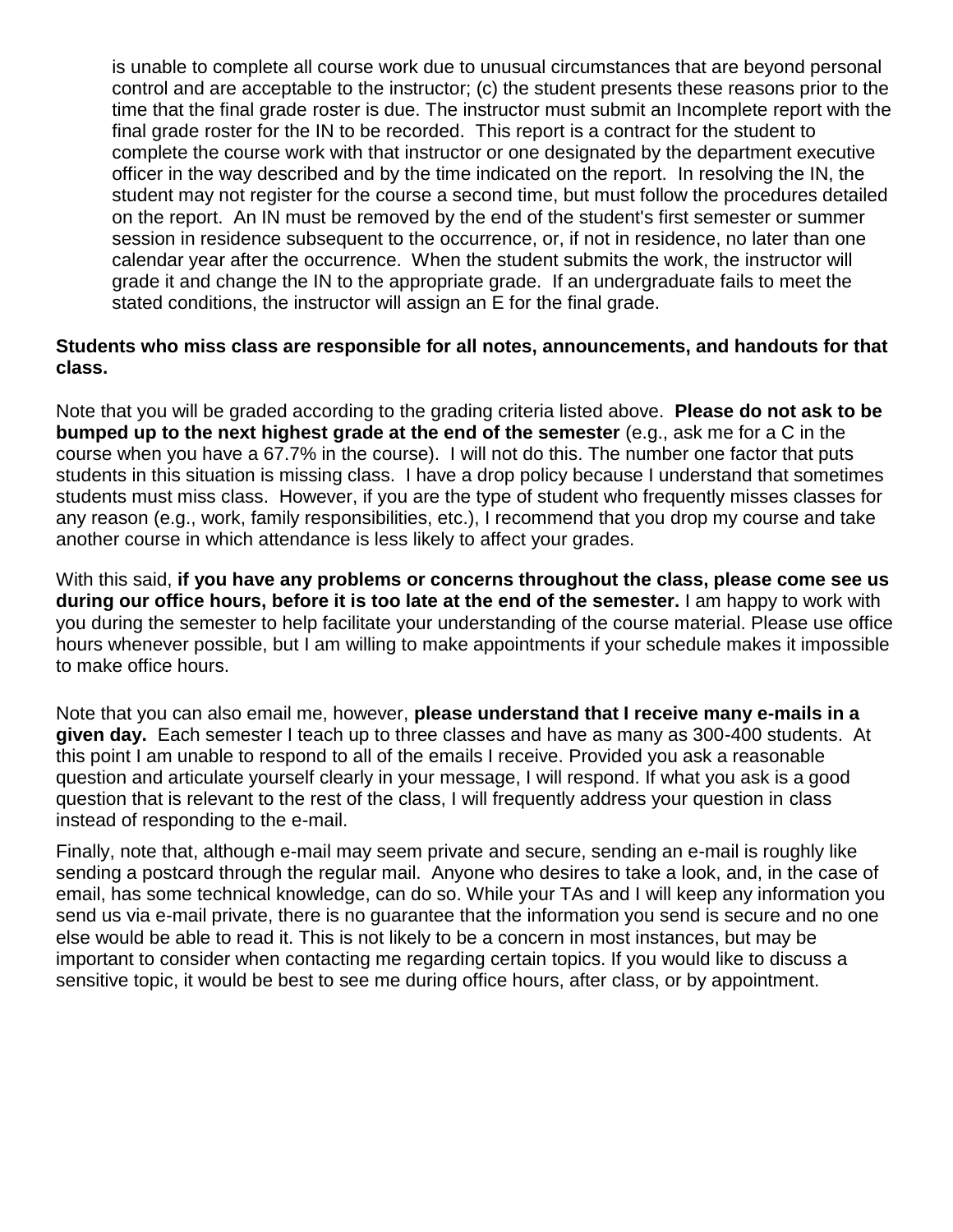is unable to complete all course work due to unusual circumstances that are beyond personal control and are acceptable to the instructor; (c) the student presents these reasons prior to the time that the final grade roster is due. The instructor must submit an Incomplete report with the final grade roster for the IN to be recorded. This report is a contract for the student to complete the course work with that instructor or one designated by the department executive officer in the way described and by the time indicated on the report. In resolving the IN, the student may not register for the course a second time, but must follow the procedures detailed on the report. An IN must be removed by the end of the student's first semester or summer session in residence subsequent to the occurrence, or, if not in residence, no later than one calendar year after the occurrence. When the student submits the work, the instructor will grade it and change the IN to the appropriate grade. If an undergraduate fails to meet the stated conditions, the instructor will assign an E for the final grade.

**Students who miss class are responsible for all notes, announcements, and handouts for that class.**

Note that you will be graded according to the grading criteria listed above. **Please do not ask to be bumped up to the next highest grade at the end of the semester** (e.g., ask me for a C in the course when you have a 67.7% in the course). I will not do this. The number one factor that puts students in this situation is missing class. I have a drop policy because I understand that sometimes students must miss class. However, if you are the type of student who frequently misses classes for any reason (e.g., work, family responsibilities, etc.), I recommend that you drop my course and take another course in which attendance is less likely to affect your grades.

With this said, **if you have any problems or concerns throughout the class, please come see us during our office hours, before it is too late at the end of the semester.** I am happy to work with you during the semester to help facilitate your understanding of the course material. Please use office hours whenever possible, but I am willing to make appointments if your schedule makes it impossible to make office hours.

Note that you can also email me, however, **please understand that I receive many e-mails in a given day.** Each semester I teach up to three classes and have as many as 300-400 students. At this point I am unable to respond to all of the emails I receive. Provided you ask a reasonable question and articulate yourself clearly in your message, I will respond. If what you ask is a good question that is relevant to the rest of the class, I will frequently address your question in class instead of responding to the e-mail.

Finally, note that, although e-mail may seem private and secure, sending an e-mail is roughly like sending a postcard through the regular mail. Anyone who desires to take a look, and, in the case of email, has some technical knowledge, can do so. While your TAs and I will keep any information you send us via e-mail private, there is no guarantee that the information you send is secure and no one else would be able to read it. This is not likely to be a concern in most instances, but may be important to consider when contacting me regarding certain topics. If you would like to discuss a sensitive topic, it would be best to see me during office hours, after class, or by appointment.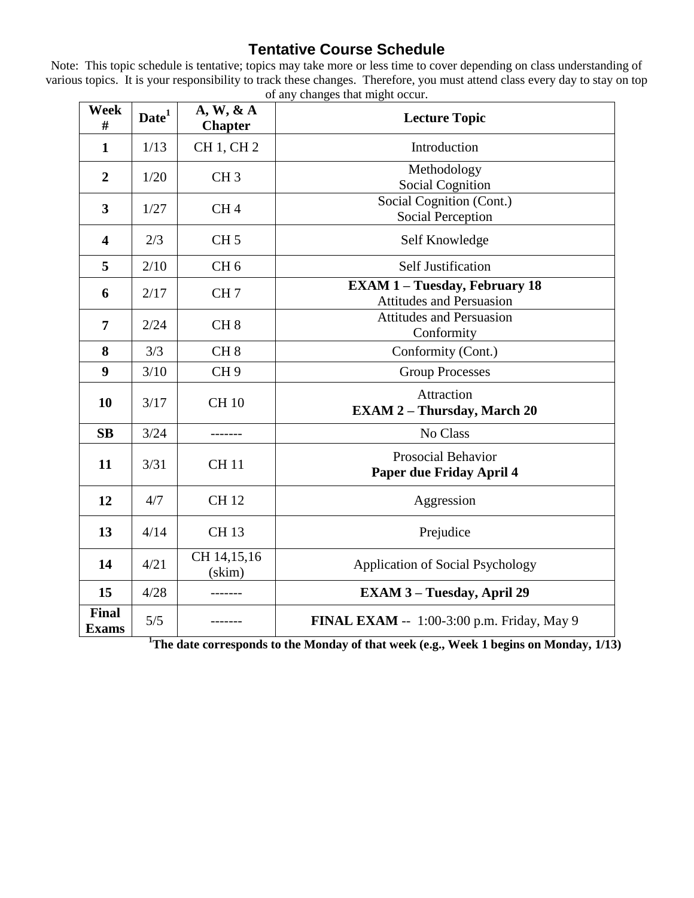## Tentative Course Schedule

Note: This topic schedule is tentative; topics may take more or less time to cover depending on class understanding of various topics. It is your responsibility to track these changes. Therefore, you must attend class every day to stay on top of any changes that might occur.

| Week # | Date[1] | A, W, & A Chapter | Lecture Topic |
|---|---|---|---|
| **1** | 1/13 | CH 1, CH 2 | Introduction |
| **2** | 1/20 | CH 3 | Methodology<br>Social Cognition |
| **3** | 1/27 | CH 4 | Social Cognition (Cont.)<br>Social Perception |
| **4** | 2/3 | CH 5 | Self Knowledge |
| **5** | 2/10 | CH 6 | Self Justification |
| **6** | 2/17 | CH 7 | **EXAM 1 – Tuesday, February 18**<br>Attitudes and Persuasion |
| **7** | 2/24 | CH 8 | Attitudes and Persuasion<br>Conformity |
| **8** | 3/3 | CH 8 | Conformity (Cont.) |
| **9** | 3/10 | CH 9 | Group Processes |
| **10** | 3/17 | CH 10 | Attraction<br>**EXAM 2 – Thursday, March 20** |
| **SB** | 3/24 | ------- | No Class |
| **11** | 3/31 | CH 11 | Prosocial Behavior<br>**Paper due Friday April 4** |
| **12** | 4/7 | CH 12 | Aggression |
| **13** | 4/14 | CH 13 | Prejudice |
| **14** | 4/21 | CH 14,15,16 (skim) | Application of Social Psychology |
| **15** | 4/28 | ------- | **EXAM 3 – Tuesday, April 29** |
| **Final Exams** | 5/5 | ------- | **FINAL EXAM** -- 1:00-3:00 p.m. Friday, May 9 |

**[1]The date corresponds to the Monday of that week (e.g., Week 1 begins on Monday, 1/13)**